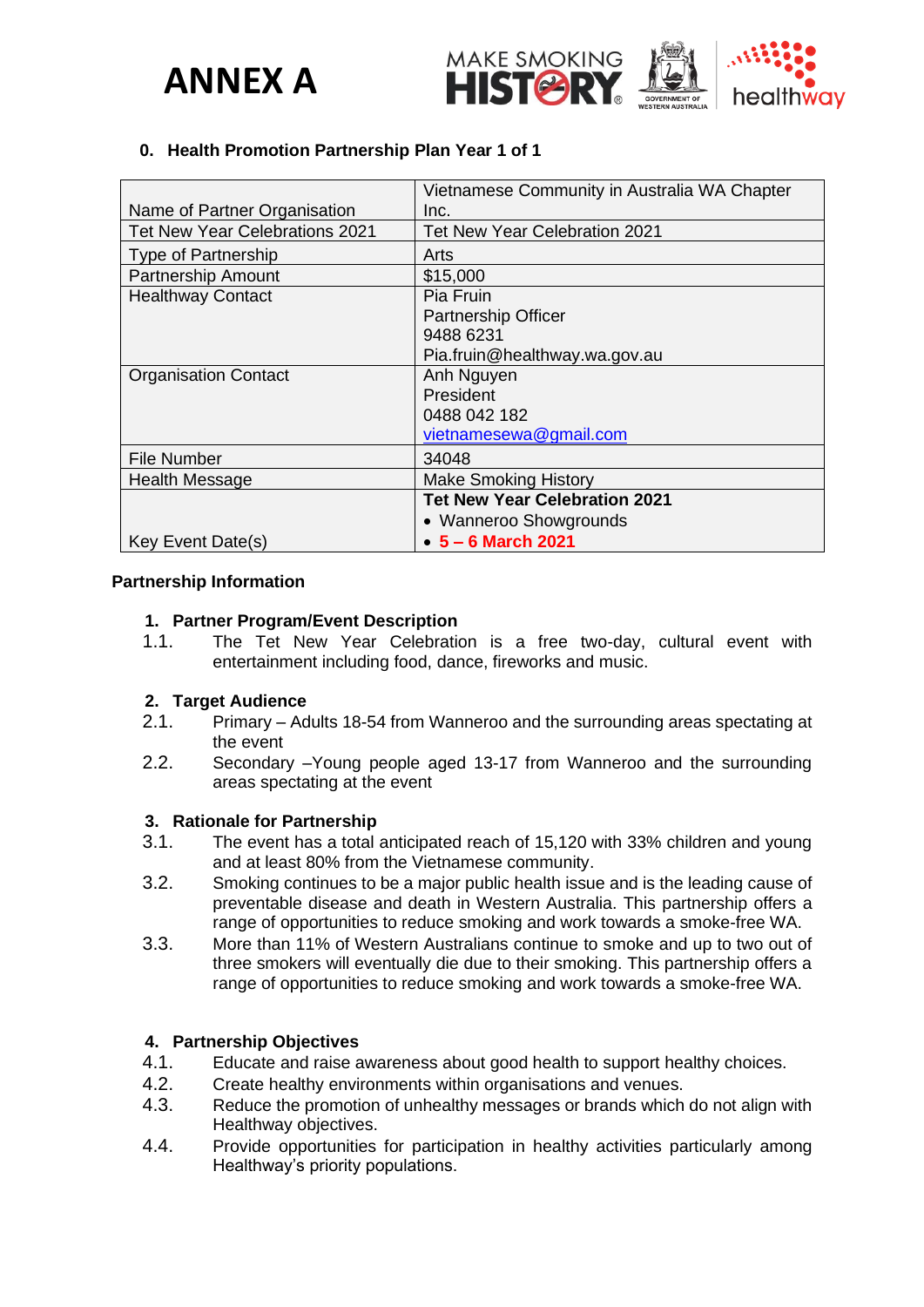# ANNEX A

**0. Health Promotion Partnership Plan Year 1 of 1**

| | |
|---|---|
| Name of Partner Organisation | Vietnamese Community in Australia WA Chapter Inc. |
| Tet New Year Celebrations 2021 | Tet New Year Celebration 2021 |
| Type of Partnership | Arts |
| Partnership Amount | $15,000 |
| Healthway Contact | Pia Fruin<br>Partnership Officer<br>9488 6231<br>Pia.fruin@healthway.wa.gov.au |
| Organisation Contact | Anh Nguyen<br>President<br>0488 042 182<br>vietnamesewa@gmail.com |
| File Number | 34048 |
| Health Message | Make Smoking History |
| Key Event Date(s) | **Tet New Year Celebration 2021**<br>• Wanneroo Showgrounds<br>• **5 – 6 March 2021** |

## Partnership Information

### 1. Partner Program/Event Description

1.1. The Tet New Year Celebration is a free two-day, cultural event with entertainment including food, dance, fireworks and music.

### 2. Target Audience

2.1. Primary – Adults 18-54 from Wanneroo and the surrounding areas spectating at the event

2.2. Secondary –Young people aged 13-17 from Wanneroo and the surrounding areas spectating at the event

### 3. Rationale for Partnership

3.1. The event has a total anticipated reach of 15,120 with 33% children and young and at least 80% from the Vietnamese community.

3.2. Smoking continues to be a major public health issue and is the leading cause of preventable disease and death in Western Australia. This partnership offers a range of opportunities to reduce smoking and work towards a smoke-free WA.

3.3. More than 11% of Western Australians continue to smoke and up to two out of three smokers will eventually die due to their smoking. This partnership offers a range of opportunities to reduce smoking and work towards a smoke-free WA.

### 4. Partnership Objectives

4.1. Educate and raise awareness about good health to support healthy choices.

4.2. Create healthy environments within organisations and venues.

4.3. Reduce the promotion of unhealthy messages or brands which do not align with Healthway objectives.

4.4. Provide opportunities for participation in healthy activities particularly among Healthway's priority populations.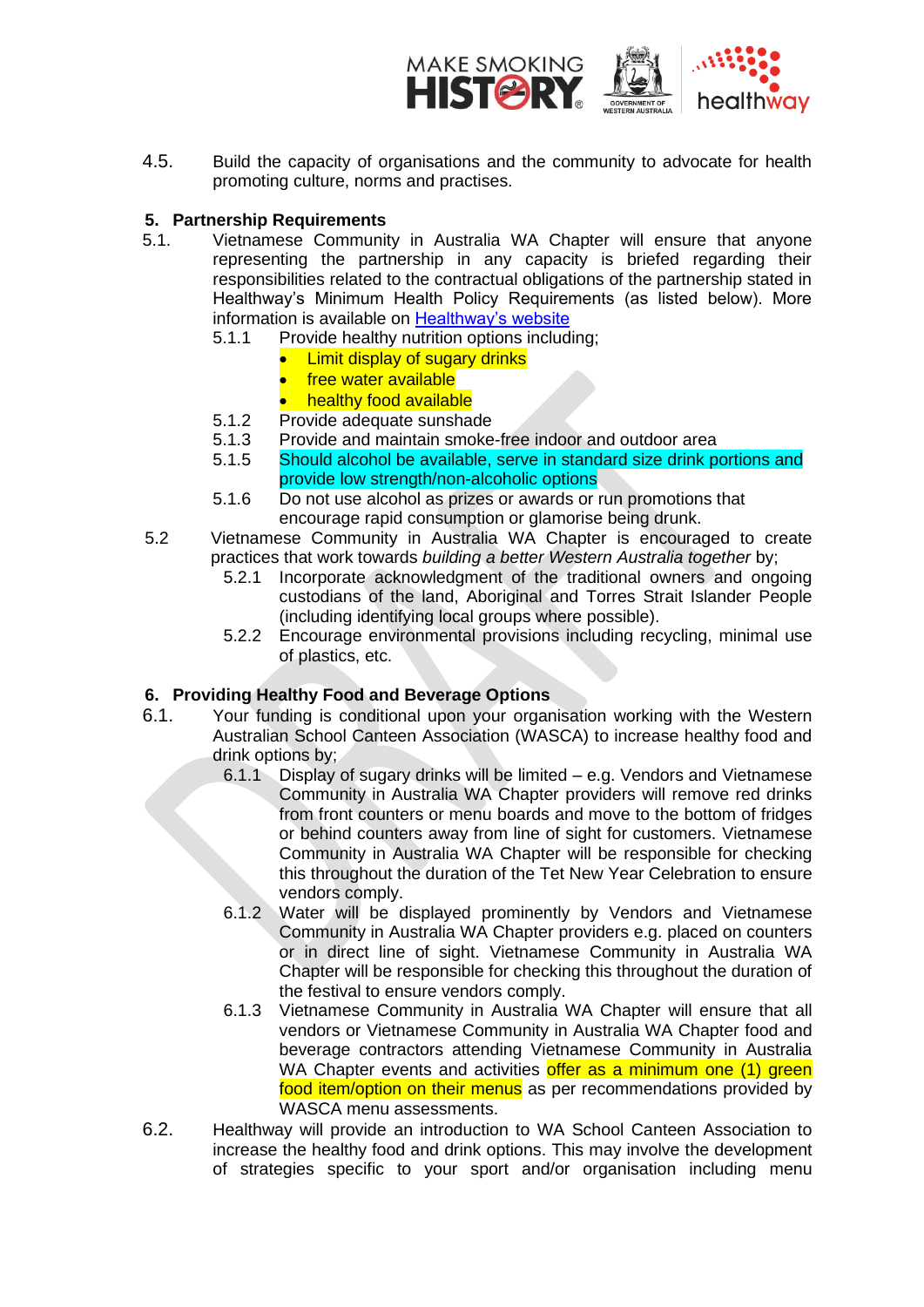4.5. Build the capacity of organisations and the community to advocate for health promoting culture, norms and practises.

## 5. Partnership Requirements

5.1. Vietnamese Community in Australia WA Chapter will ensure that anyone representing the partnership in any capacity is briefed regarding their responsibilities related to the contractual obligations of the partnership stated in Healthway's Minimum Health Policy Requirements (as listed below). More information is available on [Healthway's website](Healthway's website)

- 5.1.1 Provide healthy nutrition options including;
  - Limit display of sugary drinks
  - free water available
  - healthy food available
- 5.1.2 Provide adequate sunshade
- 5.1.3 Provide and maintain smoke-free indoor and outdoor area
- 5.1.5 Should alcohol be available, serve in standard size drink portions and provide low strength/non-alcoholic options
- 5.1.6 Do not use alcohol as prizes or awards or run promotions that encourage rapid consumption or glamorise being drunk.

5.2 Vietnamese Community in Australia WA Chapter is encouraged to create practices that work towards *building a better Western Australia together* by;

- 5.2.1 Incorporate acknowledgment of the traditional owners and ongoing custodians of the land, Aboriginal and Torres Strait Islander People (including identifying local groups where possible).
- 5.2.2 Encourage environmental provisions including recycling, minimal use of plastics, etc.

## 6. Providing Healthy Food and Beverage Options

6.1. Your funding is conditional upon your organisation working with the Western Australian School Canteen Association (WASCA) to increase healthy food and drink options by;

- 6.1.1 Display of sugary drinks will be limited – e.g. Vendors and Vietnamese Community in Australia WA Chapter providers will remove red drinks from front counters or menu boards and move to the bottom of fridges or behind counters away from line of sight for customers. Vietnamese Community in Australia WA Chapter will be responsible for checking this throughout the duration of the Tet New Year Celebration to ensure vendors comply.
- 6.1.2 Water will be displayed prominently by Vendors and Vietnamese Community in Australia WA Chapter providers e.g. placed on counters or in direct line of sight. Vietnamese Community in Australia WA Chapter will be responsible for checking this throughout the duration of the festival to ensure vendors comply.
- 6.1.3 Vietnamese Community in Australia WA Chapter will ensure that all vendors or Vietnamese Community in Australia WA Chapter food and beverage contractors attending Vietnamese Community in Australia WA Chapter events and activities offer as a minimum one (1) green food item/option on their menus as per recommendations provided by WASCA menu assessments.

6.2. Healthway will provide an introduction to WA School Canteen Association to increase the healthy food and drink options. This may involve the development of strategies specific to your sport and/or organisation including menu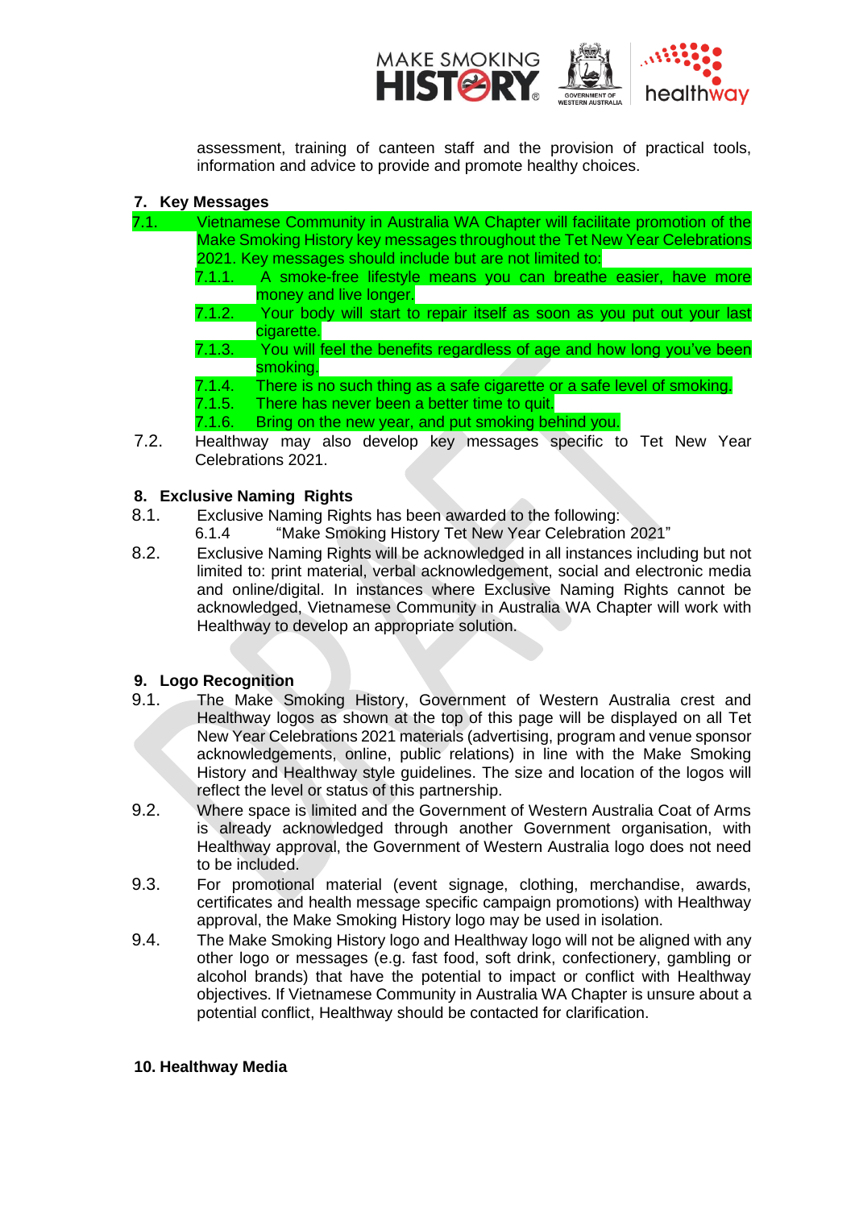assessment, training of canteen staff and the provision of practical tools, information and advice to provide and promote healthy choices.

## 7. Key Messages

7.1. Vietnamese Community in Australia WA Chapter will facilitate promotion of the Make Smoking History key messages throughout the Tet New Year Celebrations 2021. Key messages should include but are not limited to:

- 7.1.1. A smoke-free lifestyle means you can breathe easier, have more money and live longer.
- 7.1.2. Your body will start to repair itself as soon as you put out your last cigarette.
- 7.1.3. You will feel the benefits regardless of age and how long you've been smoking.
- 7.1.4. There is no such thing as a safe cigarette or a safe level of smoking.
- 7.1.5. There has never been a better time to quit.
- 7.1.6. Bring on the new year, and put smoking behind you.

7.2. Healthway may also develop key messages specific to Tet New Year Celebrations 2021.

## 8. Exclusive Naming Rights

8.1. Exclusive Naming Rights has been awarded to the following:

- 6.1.4 "Make Smoking History Tet New Year Celebration 2021"

8.2. Exclusive Naming Rights will be acknowledged in all instances including but not limited to: print material, verbal acknowledgement, social and electronic media and online/digital. In instances where Exclusive Naming Rights cannot be acknowledged, Vietnamese Community in Australia WA Chapter will work with Healthway to develop an appropriate solution.

## 9. Logo Recognition

9.1. The Make Smoking History, Government of Western Australia crest and Healthway logos as shown at the top of this page will be displayed on all Tet New Year Celebrations 2021 materials (advertising, program and venue sponsor acknowledgements, online, public relations) in line with the Make Smoking History and Healthway style guidelines. The size and location of the logos will reflect the level or status of this partnership.

9.2. Where space is limited and the Government of Western Australia Coat of Arms is already acknowledged through another Government organisation, with Healthway approval, the Government of Western Australia logo does not need to be included.

9.3. For promotional material (event signage, clothing, merchandise, awards, certificates and health message specific campaign promotions) with Healthway approval, the Make Smoking History logo may be used in isolation.

9.4. The Make Smoking History logo and Healthway logo will not be aligned with any other logo or messages (e.g. fast food, soft drink, confectionery, gambling or alcohol brands) that have the potential to impact or conflict with Healthway objectives. If Vietnamese Community in Australia WA Chapter is unsure about a potential conflict, Healthway should be contacted for clarification.

## 10. Healthway Media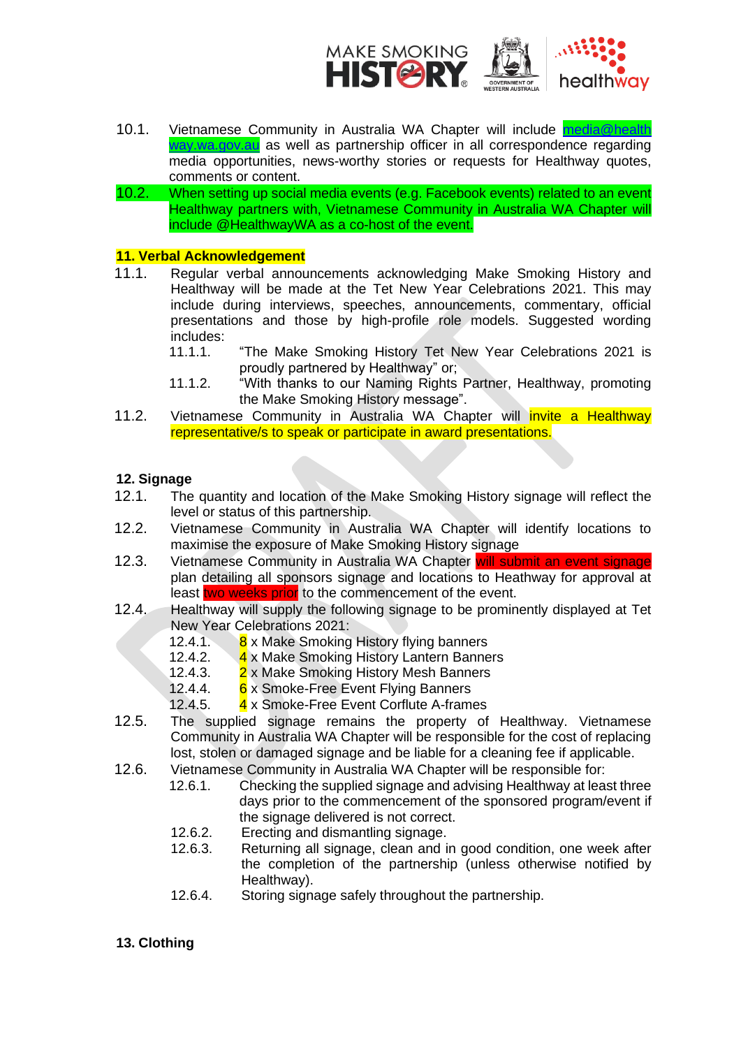10.1. Vietnamese Community in Australia WA Chapter will include media@healthway.wa.gov.au as well as partnership officer in all correspondence regarding media opportunities, news-worthy stories or requests for Healthway quotes, comments or content.

10.2. When setting up social media events (e.g. Facebook events) related to an event Healthway partners with, Vietnamese Community in Australia WA Chapter will include @HealthwayWA as a co-host of the event.

## 11. Verbal Acknowledgement

11.1. Regular verbal announcements acknowledging Make Smoking History and Healthway will be made at the Tet New Year Celebrations 2021. This may include during interviews, speeches, announcements, commentary, official presentations and those by high-profile role models. Suggested wording includes:

- 11.1.1. "The Make Smoking History Tet New Year Celebrations 2021 is proudly partnered by Healthway" or;
- 11.1.2. "With thanks to our Naming Rights Partner, Healthway, promoting the Make Smoking History message".

11.2. Vietnamese Community in Australia WA Chapter will invite a Healthway representative/s to speak or participate in award presentations.

## 12. Signage

12.1. The quantity and location of the Make Smoking History signage will reflect the level or status of this partnership.

12.2. Vietnamese Community in Australia WA Chapter will identify locations to maximise the exposure of Make Smoking History signage

12.3. Vietnamese Community in Australia WA Chapter will submit an event signage plan detailing all sponsors signage and locations to Heathway for approval at least two weeks prior to the commencement of the event.

12.4. Healthway will supply the following signage to be prominently displayed at Tet New Year Celebrations 2021:

- 12.4.1. 8 x Make Smoking History flying banners
- 12.4.2. 4 x Make Smoking History Lantern Banners
- 12.4.3. 2 x Make Smoking History Mesh Banners
- 12.4.4. 6 x Smoke-Free Event Flying Banners
- 12.4.5. 4 x Smoke-Free Event Corflute A-frames

12.5. The supplied signage remains the property of Healthway. Vietnamese Community in Australia WA Chapter will be responsible for the cost of replacing lost, stolen or damaged signage and be liable for a cleaning fee if applicable.

12.6. Vietnamese Community in Australia WA Chapter will be responsible for:

- 12.6.1. Checking the supplied signage and advising Healthway at least three days prior to the commencement of the sponsored program/event if the signage delivered is not correct.
- 12.6.2. Erecting and dismantling signage.
- 12.6.3. Returning all signage, clean and in good condition, one week after the completion of the partnership (unless otherwise notified by Healthway).
- 12.6.4. Storing signage safely throughout the partnership.

## 13. Clothing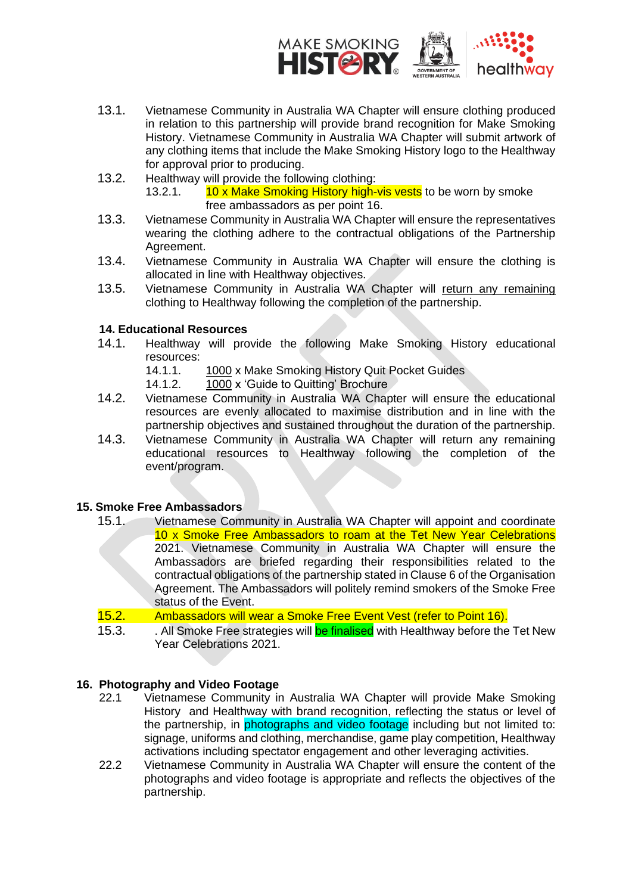13.1. Vietnamese Community in Australia WA Chapter will ensure clothing produced in relation to this partnership will provide brand recognition for Make Smoking History. Vietnamese Community in Australia WA Chapter will submit artwork of any clothing items that include the Make Smoking History logo to the Healthway for approval prior to producing.

13.2. Healthway will provide the following clothing:

 13.2.1. 10 x Make Smoking History high-vis vests to be worn by smoke free ambassadors as per point 16.

13.3. Vietnamese Community in Australia WA Chapter will ensure the representatives wearing the clothing adhere to the contractual obligations of the Partnership Agreement.

13.4. Vietnamese Community in Australia WA Chapter will ensure the clothing is allocated in line with Healthway objectives.

13.5. Vietnamese Community in Australia WA Chapter will return any remaining clothing to Healthway following the completion of the partnership.

### 14. Educational Resources

14.1. Healthway will provide the following Make Smoking History educational resources:

 14.1.1. 1000 x Make Smoking History Quit Pocket Guides

 14.1.2. 1000 x 'Guide to Quitting' Brochure

14.2. Vietnamese Community in Australia WA Chapter will ensure the educational resources are evenly allocated to maximise distribution and in line with the partnership objectives and sustained throughout the duration of the partnership.

14.3. Vietnamese Community in Australia WA Chapter will return any remaining educational resources to Healthway following the completion of the event/program.

### 15. Smoke Free Ambassadors

15.1. Vietnamese Community in Australia WA Chapter will appoint and coordinate 10 x Smoke Free Ambassadors to roam at the Tet New Year Celebrations 2021. Vietnamese Community in Australia WA Chapter will ensure the Ambassadors are briefed regarding their responsibilities related to the contractual obligations of the partnership stated in Clause 6 of the Organisation Agreement. The Ambassadors will politely remind smokers of the Smoke Free status of the Event.

15.2. Ambassadors will wear a Smoke Free Event Vest (refer to Point 16).

15.3. . All Smoke Free strategies will be finalised with Healthway before the Tet New Year Celebrations 2021.

### 16. Photography and Video Footage

22.1 Vietnamese Community in Australia WA Chapter will provide Make Smoking History and Healthway with brand recognition, reflecting the status or level of the partnership, in photographs and video footage including but not limited to: signage, uniforms and clothing, merchandise, game play competition, Healthway activations including spectator engagement and other leveraging activities.

22.2 Vietnamese Community in Australia WA Chapter will ensure the content of the photographs and video footage is appropriate and reflects the objectives of the partnership.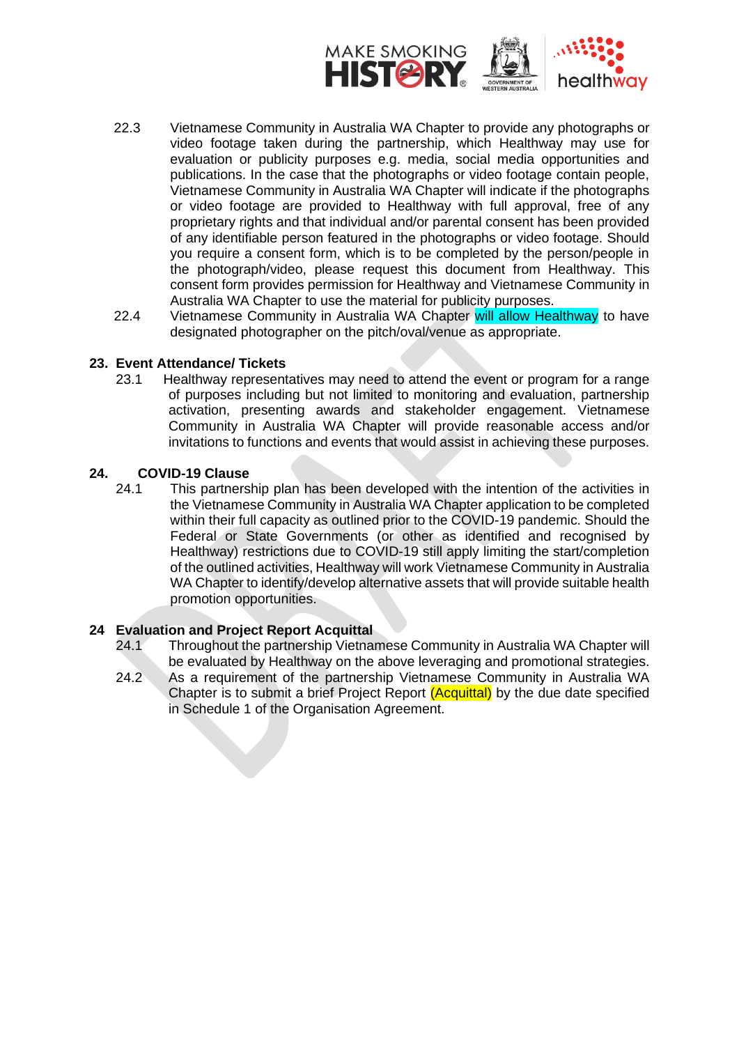22.3 Vietnamese Community in Australia WA Chapter to provide any photographs or video footage taken during the partnership, which Healthway may use for evaluation or publicity purposes e.g. media, social media opportunities and publications. In the case that the photographs or video footage contain people, Vietnamese Community in Australia WA Chapter will indicate if the photographs or video footage are provided to Healthway with full approval, free of any proprietary rights and that individual and/or parental consent has been provided of any identifiable person featured in the photographs or video footage. Should you require a consent form, which is to be completed by the person/people in the photograph/video, please request this document from Healthway. This consent form provides permission for Healthway and Vietnamese Community in Australia WA Chapter to use the material for publicity purposes.

22.4 Vietnamese Community in Australia WA Chapter will allow Healthway to have designated photographer on the pitch/oval/venue as appropriate.

**23. Event Attendance/ Tickets**

23.1 Healthway representatives may need to attend the event or program for a range of purposes including but not limited to monitoring and evaluation, partnership activation, presenting awards and stakeholder engagement. Vietnamese Community in Australia WA Chapter will provide reasonable access and/or invitations to functions and events that would assist in achieving these purposes.

**24. COVID-19 Clause**

24.1 This partnership plan has been developed with the intention of the activities in the Vietnamese Community in Australia WA Chapter application to be completed within their full capacity as outlined prior to the COVID-19 pandemic. Should the Federal or State Governments (or other as identified and recognised by Healthway) restrictions due to COVID-19 still apply limiting the start/completion of the outlined activities, Healthway will work Vietnamese Community in Australia WA Chapter to identify/develop alternative assets that will provide suitable health promotion opportunities.

**24 Evaluation and Project Report Acquittal**

24.1 Throughout the partnership Vietnamese Community in Australia WA Chapter will be evaluated by Healthway on the above leveraging and promotional strategies.

24.2 As a requirement of the partnership Vietnamese Community in Australia WA Chapter is to submit a brief Project Report (Acquittal) by the due date specified in Schedule 1 of the Organisation Agreement.